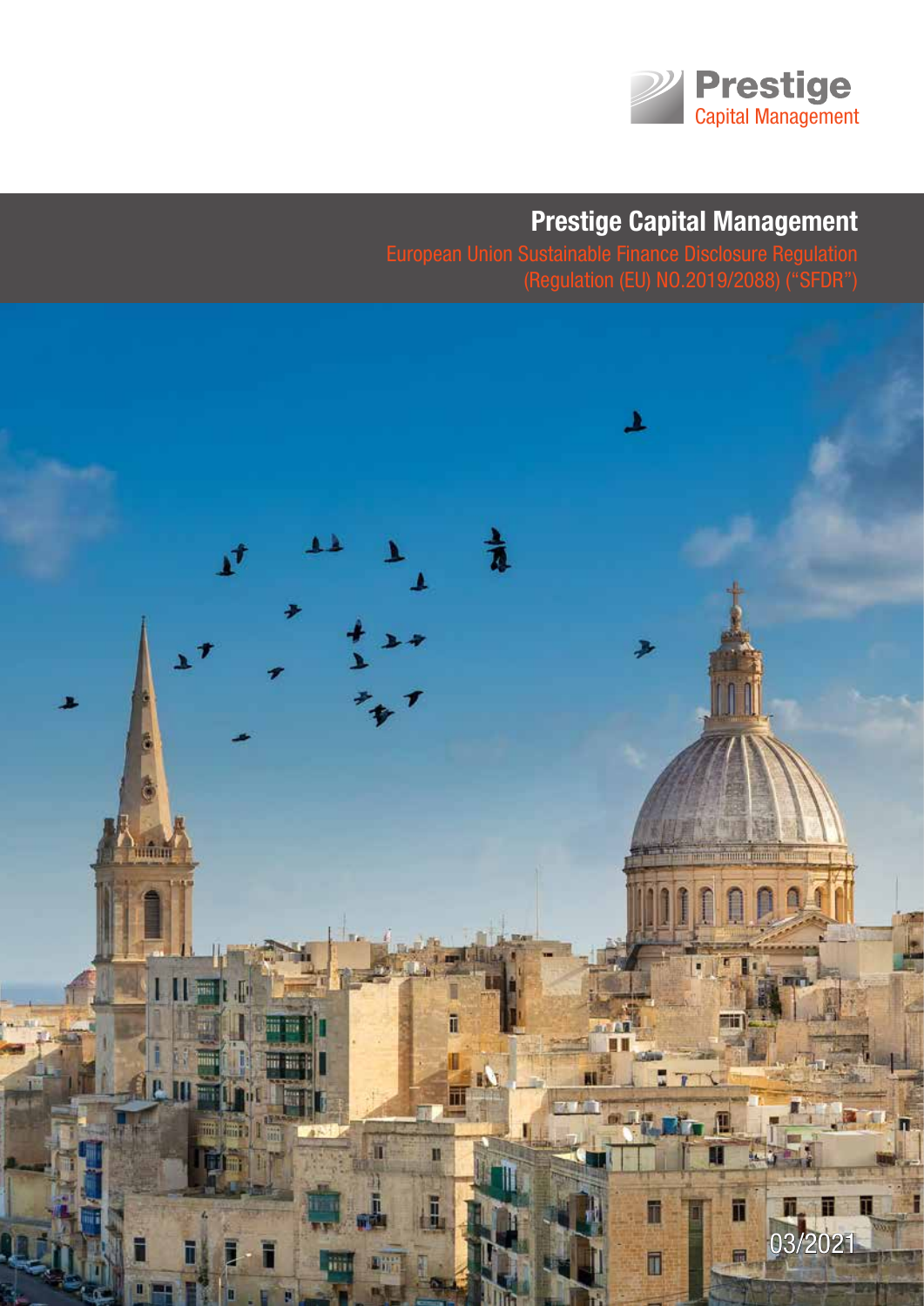Prestige
Capital Management

# Prestige Capital Management

European Union Sustainable Finance Disclosure Regulation
(Regulation (EU) NO.2019/2088) ("SFDR")

03/2021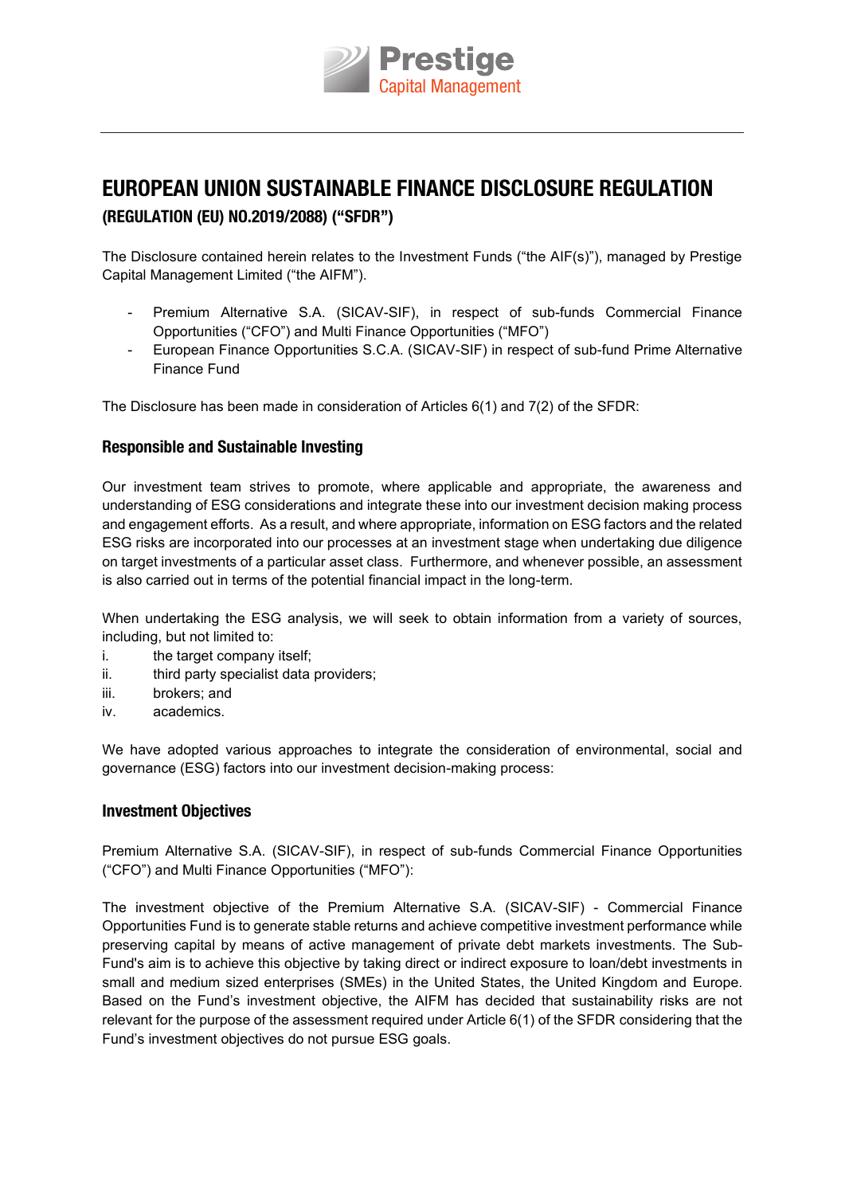# EUROPEAN UNION SUSTAINABLE FINANCE DISCLOSURE REGULATION

## (REGULATION (EU) NO.2019/2088) ("SFDR")

The Disclosure contained herein relates to the Investment Funds ("the AIF(s)"), managed by Prestige Capital Management Limited ("the AIFM").

- Premium Alternative S.A. (SICAV-SIF), in respect of sub-funds Commercial Finance Opportunities ("CFO") and Multi Finance Opportunities ("MFO")
- European Finance Opportunities S.C.A. (SICAV-SIF) in respect of sub-fund Prime Alternative Finance Fund

The Disclosure has been made in consideration of Articles 6(1) and 7(2) of the SFDR:

### Responsible and Sustainable Investing

Our investment team strives to promote, where applicable and appropriate, the awareness and understanding of ESG considerations and integrate these into our investment decision making process and engagement efforts. As a result, and where appropriate, information on ESG factors and the related ESG risks are incorporated into our processes at an investment stage when undertaking due diligence on target investments of a particular asset class. Furthermore, and whenever possible, an assessment is also carried out in terms of the potential financial impact in the long-term.

When undertaking the ESG analysis, we will seek to obtain information from a variety of sources, including, but not limited to:

i. the target company itself;
ii. third party specialist data providers;
iii. brokers; and
iv. academics.

We have adopted various approaches to integrate the consideration of environmental, social and governance (ESG) factors into our investment decision-making process:

### Investment Objectives

Premium Alternative S.A. (SICAV-SIF), in respect of sub-funds Commercial Finance Opportunities ("CFO") and Multi Finance Opportunities ("MFO"):

The investment objective of the Premium Alternative S.A. (SICAV-SIF) - Commercial Finance Opportunities Fund is to generate stable returns and achieve competitive investment performance while preserving capital by means of active management of private debt markets investments. The Sub-Fund's aim is to achieve this objective by taking direct or indirect exposure to loan/debt investments in small and medium sized enterprises (SMEs) in the United States, the United Kingdom and Europe. Based on the Fund's investment objective, the AIFM has decided that sustainability risks are not relevant for the purpose of the assessment required under Article 6(1) of the SFDR considering that the Fund's investment objectives do not pursue ESG goals.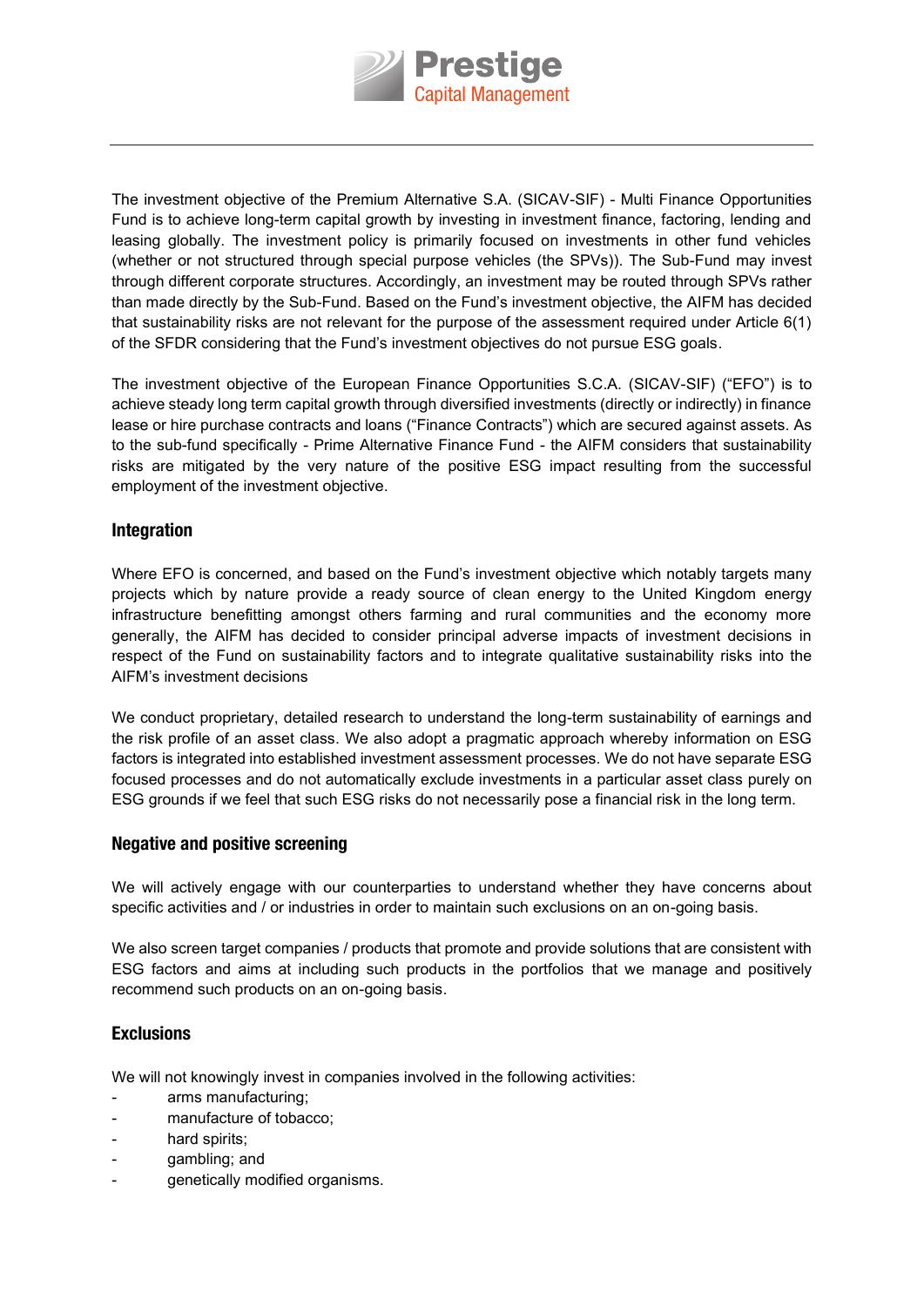The investment objective of the Premium Alternative S.A. (SICAV-SIF) - Multi Finance Opportunities Fund is to achieve long-term capital growth by investing in investment finance, factoring, lending and leasing globally. The investment policy is primarily focused on investments in other fund vehicles (whether or not structured through special purpose vehicles (the SPVs)). The Sub-Fund may invest through different corporate structures. Accordingly, an investment may be routed through SPVs rather than made directly by the Sub-Fund. Based on the Fund's investment objective, the AIFM has decided that sustainability risks are not relevant for the purpose of the assessment required under Article 6(1) of the SFDR considering that the Fund's investment objectives do not pursue ESG goals.

The investment objective of the European Finance Opportunities S.C.A. (SICAV-SIF) ("EFO") is to achieve steady long term capital growth through diversified investments (directly or indirectly) in finance lease or hire purchase contracts and loans ("Finance Contracts") which are secured against assets. As to the sub-fund specifically - Prime Alternative Finance Fund - the AIFM considers that sustainability risks are mitigated by the very nature of the positive ESG impact resulting from the successful employment of the investment objective.

## Integration

Where EFO is concerned, and based on the Fund's investment objective which notably targets many projects which by nature provide a ready source of clean energy to the United Kingdom energy infrastructure benefitting amongst others farming and rural communities and the economy more generally, the AIFM has decided to consider principal adverse impacts of investment decisions in respect of the Fund on sustainability factors and to integrate qualitative sustainability risks into the AIFM's investment decisions

We conduct proprietary, detailed research to understand the long-term sustainability of earnings and the risk profile of an asset class. We also adopt a pragmatic approach whereby information on ESG factors is integrated into established investment assessment processes. We do not have separate ESG focused processes and do not automatically exclude investments in a particular asset class purely on ESG grounds if we feel that such ESG risks do not necessarily pose a financial risk in the long term.

## Negative and positive screening

We will actively engage with our counterparties to understand whether they have concerns about specific activities and / or industries in order to maintain such exclusions on an on-going basis.

We also screen target companies / products that promote and provide solutions that are consistent with ESG factors and aims at including such products in the portfolios that we manage and positively recommend such products on an on-going basis.

## Exclusions

We will not knowingly invest in companies involved in the following activities:

- arms manufacturing;
- manufacture of tobacco;
- hard spirits;
- gambling; and
- genetically modified organisms.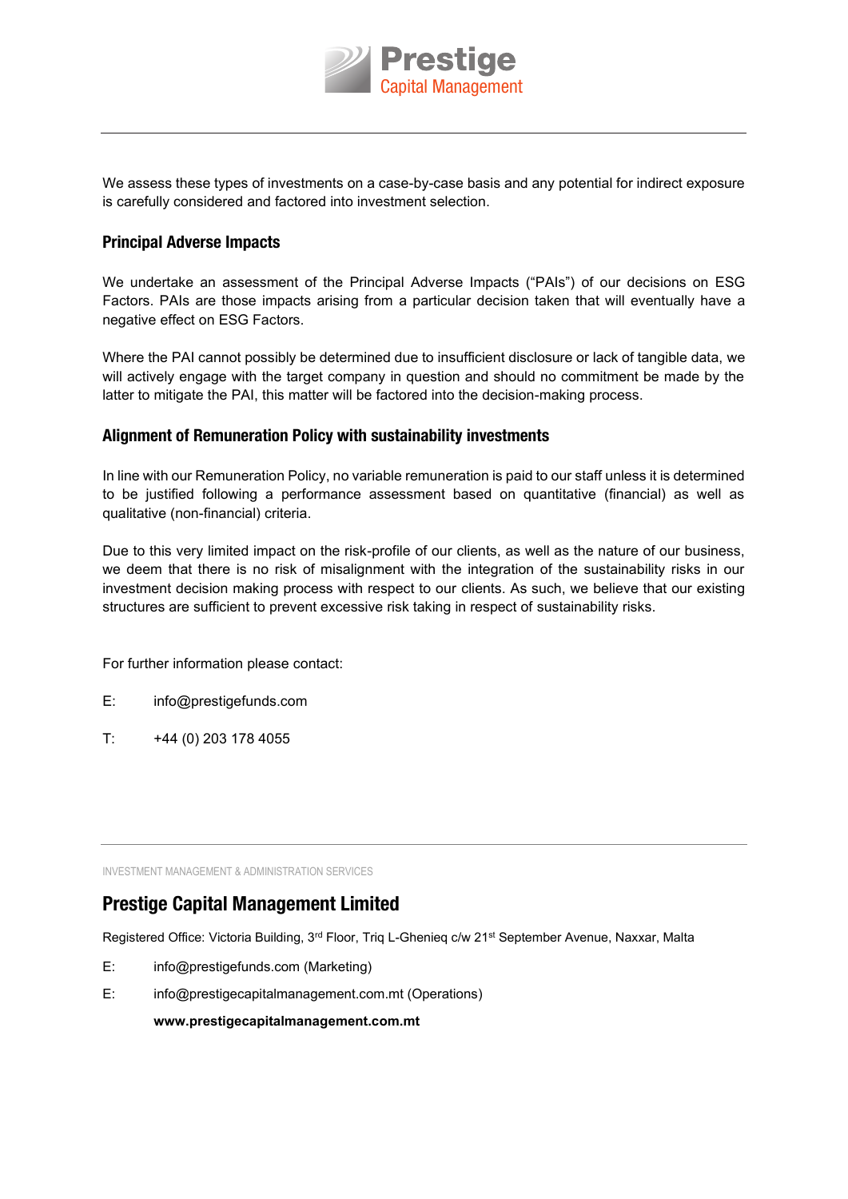We assess these types of investments on a case-by-case basis and any potential for indirect exposure is carefully considered and factored into investment selection.

## Principal Adverse Impacts

We undertake an assessment of the Principal Adverse Impacts ("PAIs") of our decisions on ESG Factors. PAIs are those impacts arising from a particular decision taken that will eventually have a negative effect on ESG Factors.

Where the PAI cannot possibly be determined due to insufficient disclosure or lack of tangible data, we will actively engage with the target company in question and should no commitment be made by the latter to mitigate the PAI, this matter will be factored into the decision-making process.

## Alignment of Remuneration Policy with sustainability investments

In line with our Remuneration Policy, no variable remuneration is paid to our staff unless it is determined to be justified following a performance assessment based on quantitative (financial) as well as qualitative (non-financial) criteria.

Due to this very limited impact on the risk-profile of our clients, as well as the nature of our business, we deem that there is no risk of misalignment with the integration of the sustainability risks in our investment decision making process with respect to our clients. As such, we believe that our existing structures are sufficient to prevent excessive risk taking in respect of sustainability risks.

For further information please contact:

E: info@prestigefunds.com

T: +44 (0) 203 178 4055

INVESTMENT MANAGEMENT & ADMINISTRATION SERVICES

## Prestige Capital Management Limited

Registered Office: Victoria Building, 3rd Floor, Triq L-Ghenieq c/w 21st September Avenue, Naxxar, Malta

E: info@prestigefunds.com (Marketing)

E: info@prestigecapitalmanagement.com.mt (Operations)

**www.prestigecapitalmanagement.com.mt**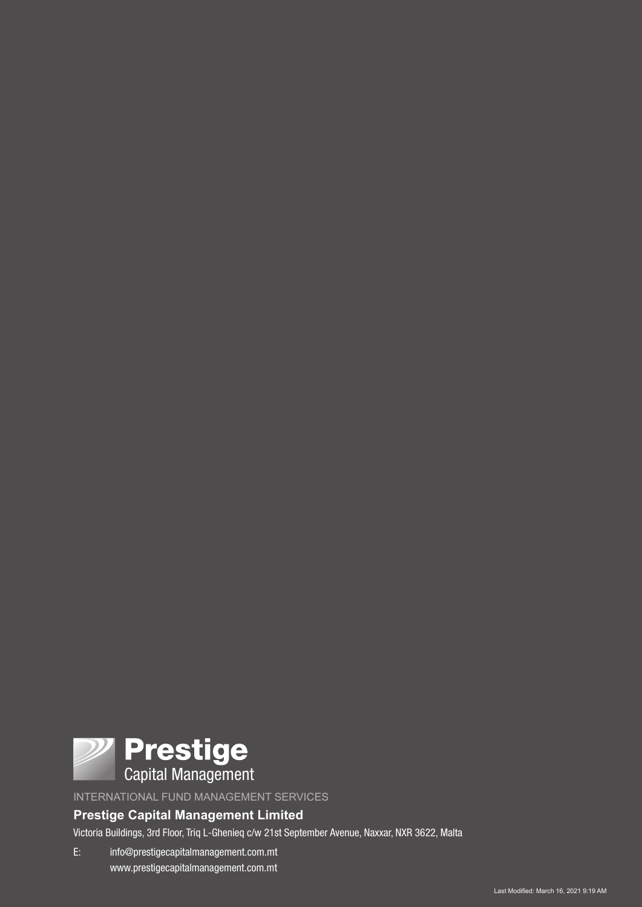**Prestige**
Capital Management

INTERNATIONAL FUND MANAGEMENT SERVICES

**Prestige Capital Management Limited**

Victoria Buildings, 3rd Floor, Triq L-Ghenieq c/w 21st September Avenue, Naxxar, NXR 3622, Malta

E: info@prestigecapitalmanagement.com.mt
www.prestigecapitalmanagement.com.mt

Last Modified: March 16, 2021 9:19 AM